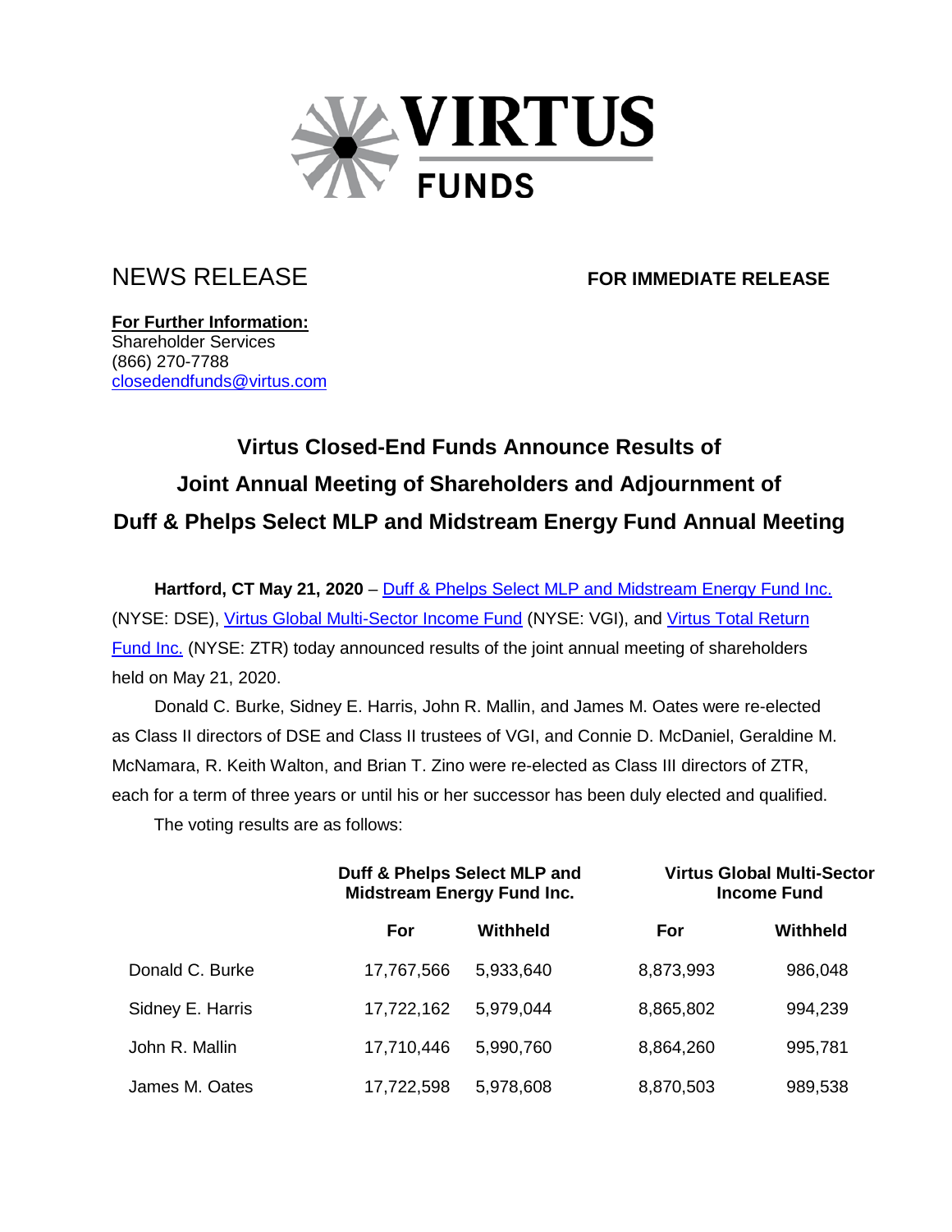VIRTUS FUNDS

NEWS RELEASE **FOR IMMEDIATE RELEASE**

**For Further Information:**
Shareholder Services
(866) 270-7788
closedendfunds@virtus.com

# Virtus Closed-End Funds Announce Results of Joint Annual Meeting of Shareholders and Adjournment of Duff & Phelps Select MLP and Midstream Energy Fund Annual Meeting

**Hartford, CT May 21, 2020** – Duff & Phelps Select MLP and Midstream Energy Fund Inc. (NYSE: DSE), Virtus Global Multi-Sector Income Fund (NYSE: VGI), and Virtus Total Return Fund Inc. (NYSE: ZTR) today announced results of the joint annual meeting of shareholders held on May 21, 2020.

Donald C. Burke, Sidney E. Harris, John R. Mallin, and James M. Oates were re-elected as Class II directors of DSE and Class II trustees of VGI, and Connie D. McDaniel, Geraldine M. McNamara, R. Keith Walton, and Brian T. Zino were re-elected as Class III directors of ZTR, each for a term of three years or until his or her successor has been duly elected and qualified.

The voting results are as follows:

| | Duff & Phelps Select MLP and Midstream Energy Fund Inc. | | Virtus Global Multi-Sector Income Fund | |
|---|---|---|---|---|
| | For | Withheld | For | Withheld |
| Donald C. Burke | 17,767,566 | 5,933,640 | 8,873,993 | 986,048 |
| Sidney E. Harris | 17,722,162 | 5,979,044 | 8,865,802 | 994,239 |
| John R. Mallin | 17,710,446 | 5,990,760 | 8,864,260 | 995,781 |
| James M. Oates | 17,722,598 | 5,978,608 | 8,870,503 | 989,538 |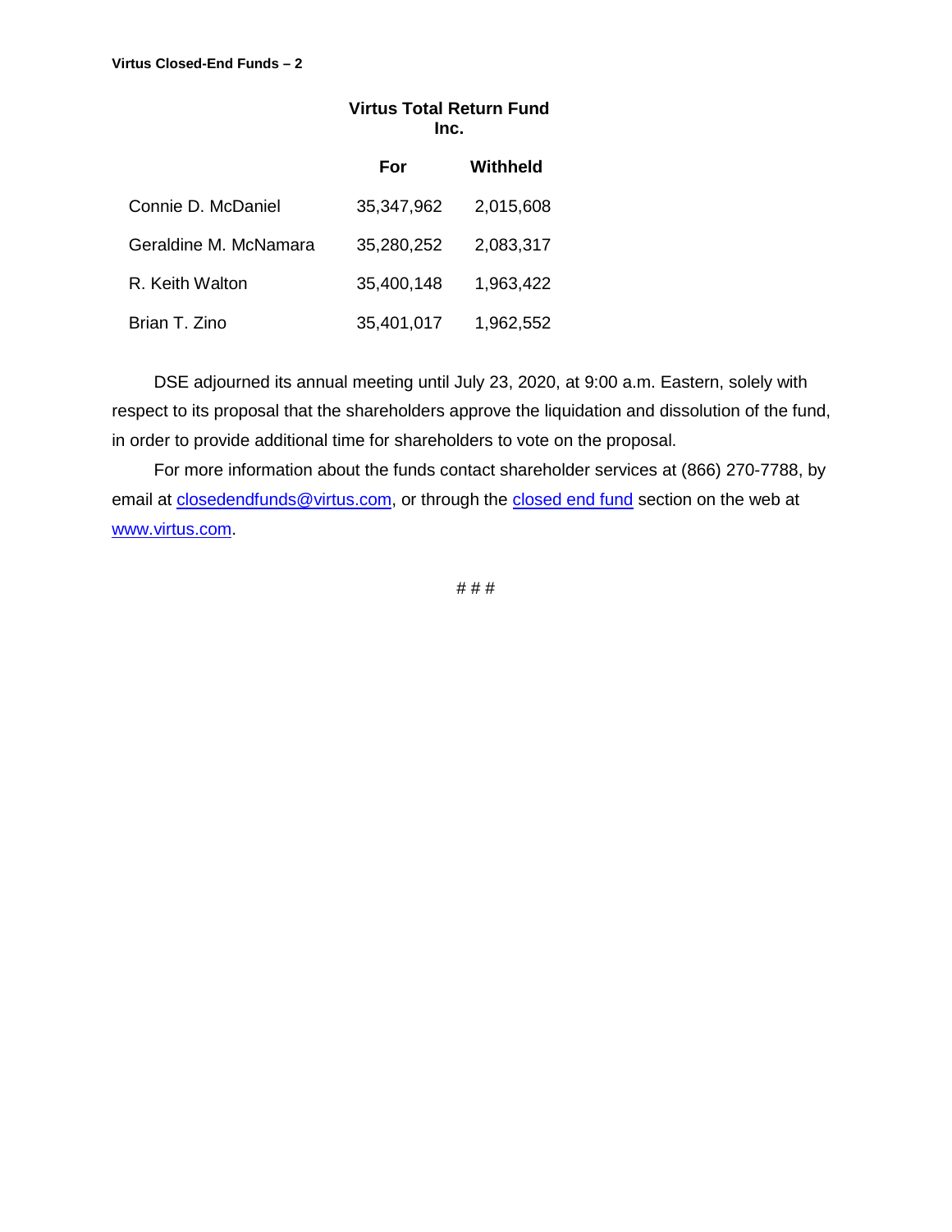| | Virtus Total Return Fund Inc. | |
|---|---|---|
| | **For** | **Withheld** |
| Connie D. McDaniel | 35,347,962 | 2,015,608 |
| Geraldine M. McNamara | 35,280,252 | 2,083,317 |
| R. Keith Walton | 35,400,148 | 1,963,422 |
| Brian T. Zino | 35,401,017 | 1,962,552 |

DSE adjourned its annual meeting until July 23, 2020, at 9:00 a.m. Eastern, solely with respect to its proposal that the shareholders approve the liquidation and dissolution of the fund, in order to provide additional time for shareholders to vote on the proposal.

For more information about the funds contact shareholder services at (866) 270-7788, by email at closedendfunds@virtus.com, or through the closed end fund section on the web at www.virtus.com.

# # #